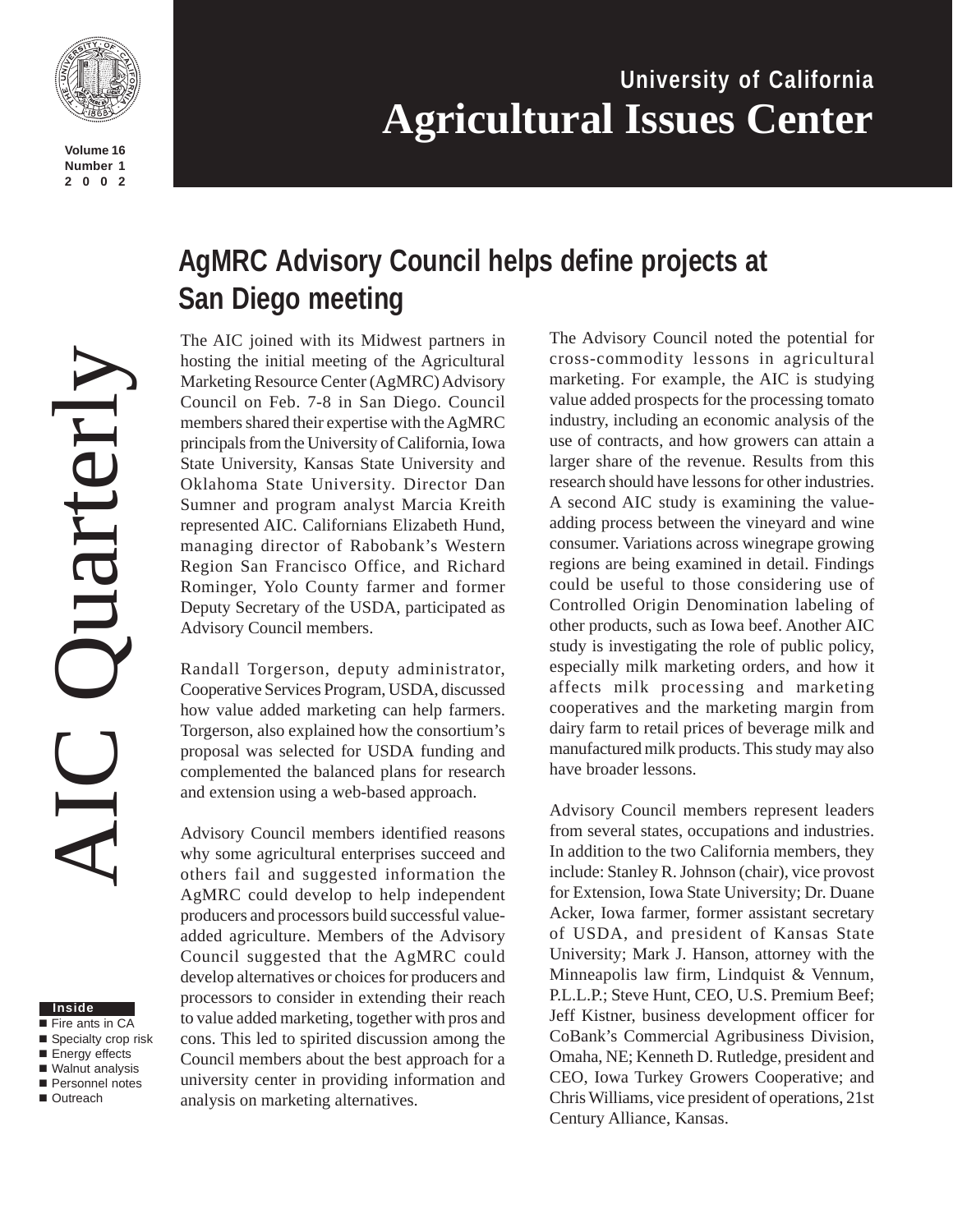# University of California
# Agricultural Issues Center

AIC Quarterly

Volume 16
Number 1
2002

**Inside**
- Fire ants in CA
- Specialty crop risk
- Energy effects
- Walnut analysis
- Personnel notes
- Outreach

## AgMRC Advisory Council helps define projects at San Diego meeting

The AIC joined with its Midwest partners in hosting the initial meeting of the Agricultural Marketing Resource Center (AgMRC) Advisory Council on Feb. 7-8 in San Diego. Council members shared their expertise with the AgMRC principals from the University of California, Iowa State University, Kansas State University and Oklahoma State University. Director Dan Sumner and program analyst Marcia Kreith represented AIC. Californians Elizabeth Hund, managing director of Rabobank's Western Region San Francisco Office, and Richard Rominger, Yolo County farmer and former Deputy Secretary of the USDA, participated as Advisory Council members.

Randall Torgerson, deputy administrator, Cooperative Services Program, USDA, discussed how value added marketing can help farmers. Torgerson, also explained how the consortium's proposal was selected for USDA funding and complemented the balanced plans for research and extension using a web-based approach.

Advisory Council members identified reasons why some agricultural enterprises succeed and others fail and suggested information the AgMRC could develop to help independent producers and processors build successful value-added agriculture. Members of the Advisory Council suggested that the AgMRC could develop alternatives or choices for producers and processors to consider in extending their reach to value added marketing, together with pros and cons. This led to spirited discussion among the Council members about the best approach for a university center in providing information and analysis on marketing alternatives.

The Advisory Council noted the potential for cross-commodity lessons in agricultural marketing. For example, the AIC is studying value added prospects for the processing tomato industry, including an economic analysis of the use of contracts, and how growers can attain a larger share of the revenue. Results from this research should have lessons for other industries. A second AIC study is examining the value-adding process between the vineyard and wine consumer. Variations across winegrape growing regions are being examined in detail. Findings could be useful to those considering use of Controlled Origin Denomination labeling of other products, such as Iowa beef. Another AIC study is investigating the role of public policy, especially milk marketing orders, and how it affects milk processing and marketing cooperatives and the marketing margin from dairy farm to retail prices of beverage milk and manufactured milk products. This study may also have broader lessons.

Advisory Council members represent leaders from several states, occupations and industries. In addition to the two California members, they include: Stanley R. Johnson (chair), vice provost for Extension, Iowa State University; Dr. Duane Acker, Iowa farmer, former assistant secretary of USDA, and president of Kansas State University; Mark J. Hanson, attorney with the Minneapolis law firm, Lindquist & Vennum, P.L.L.P.; Steve Hunt, CEO, U.S. Premium Beef; Jeff Kistner, business development officer for CoBank's Commercial Agribusiness Division, Omaha, NE; Kenneth D. Rutledge, president and CEO, Iowa Turkey Growers Cooperative; and Chris Williams, vice president of operations, 21st Century Alliance, Kansas.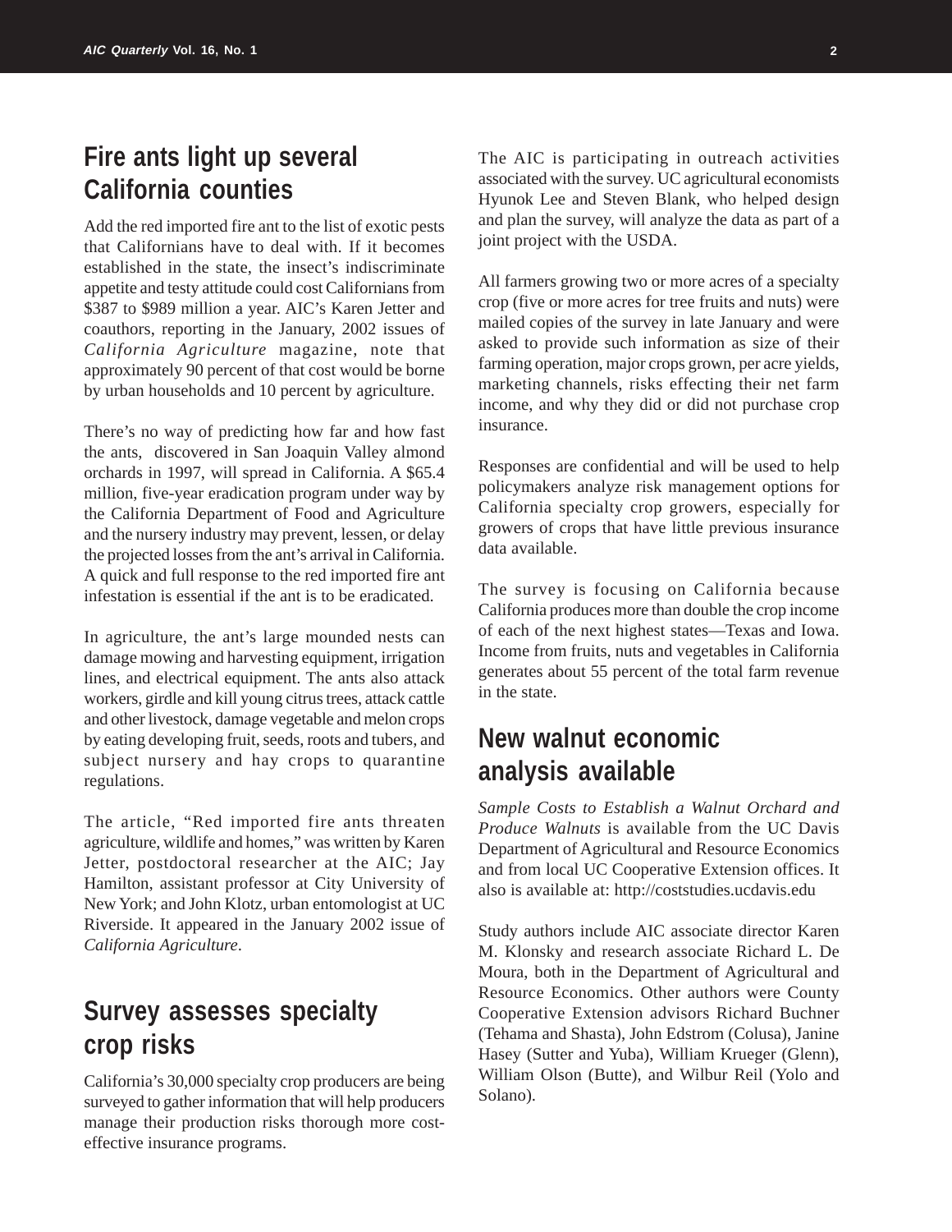## Fire ants light up several California counties

Add the red imported fire ant to the list of exotic pests that Californians have to deal with. If it becomes established in the state, the insect's indiscriminate appetite and testy attitude could cost Californians from $387 to $989 million a year. AIC's Karen Jetter and coauthors, reporting in the January, 2002 issues of *California Agriculture* magazine, note that approximately 90 percent of that cost would be borne by urban households and 10 percent by agriculture.

There's no way of predicting how far and how fast the ants, discovered in San Joaquin Valley almond orchards in 1997, will spread in California. A $65.4 million, five-year eradication program under way by the California Department of Food and Agriculture and the nursery industry may prevent, lessen, or delay the projected losses from the ant's arrival in California. A quick and full response to the red imported fire ant infestation is essential if the ant is to be eradicated.

In agriculture, the ant's large mounded nests can damage mowing and harvesting equipment, irrigation lines, and electrical equipment. The ants also attack workers, girdle and kill young citrus trees, attack cattle and other livestock, damage vegetable and melon crops by eating developing fruit, seeds, roots and tubers, and subject nursery and hay crops to quarantine regulations.

The article, "Red imported fire ants threaten agriculture, wildlife and homes," was written by Karen Jetter, postdoctoral researcher at the AIC; Jay Hamilton, assistant professor at City University of New York; and John Klotz, urban entomologist at UC Riverside. It appeared in the January 2002 issue of *California Agriculture*.

## Survey assesses specialty crop risks

California's 30,000 specialty crop producers are being surveyed to gather information that will help producers manage their production risks thorough more cost-effective insurance programs.

The AIC is participating in outreach activities associated with the survey. UC agricultural economists Hyunok Lee and Steven Blank, who helped design and plan the survey, will analyze the data as part of a joint project with the USDA.

All farmers growing two or more acres of a specialty crop (five or more acres for tree fruits and nuts) were mailed copies of the survey in late January and were asked to provide such information as size of their farming operation, major crops grown, per acre yields, marketing channels, risks effecting their net farm income, and why they did or did not purchase crop insurance.

Responses are confidential and will be used to help policymakers analyze risk management options for California specialty crop growers, especially for growers of crops that have little previous insurance data available.

The survey is focusing on California because California produces more than double the crop income of each of the next highest states—Texas and Iowa. Income from fruits, nuts and vegetables in California generates about 55 percent of the total farm revenue in the state.

## New walnut economic analysis available

*Sample Costs to Establish a Walnut Orchard and Produce Walnuts* is available from the UC Davis Department of Agricultural and Resource Economics and from local UC Cooperative Extension offices. It also is available at: http://coststudies.ucdavis.edu

Study authors include AIC associate director Karen M. Klonsky and research associate Richard L. De Moura, both in the Department of Agricultural and Resource Economics. Other authors were County Cooperative Extension advisors Richard Buchner (Tehama and Shasta), John Edstrom (Colusa), Janine Hasey (Sutter and Yuba), William Krueger (Glenn), William Olson (Butte), and Wilbur Reil (Yolo and Solano).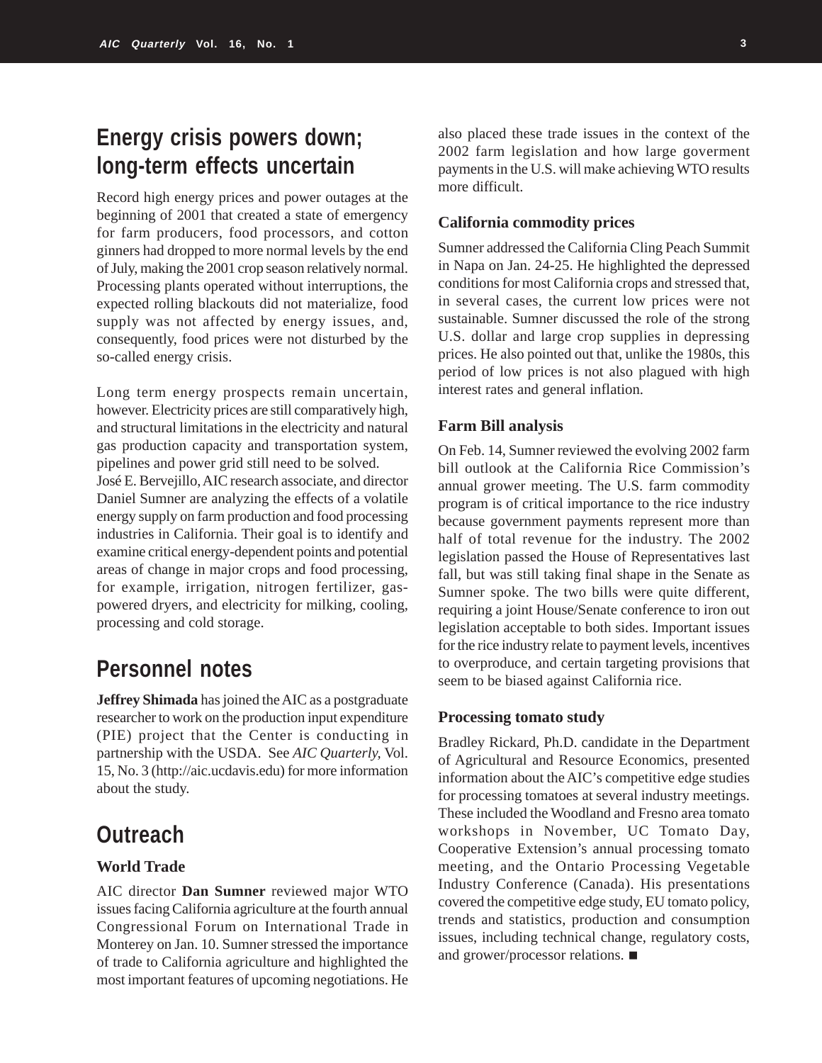## Energy crisis powers down; long-term effects uncertain

Record high energy prices and power outages at the beginning of 2001 that created a state of emergency for farm producers, food processors, and cotton ginners had dropped to more normal levels by the end of July, making the 2001 crop season relatively normal. Processing plants operated without interruptions, the expected rolling blackouts did not materialize, food supply was not affected by energy issues, and, consequently, food prices were not disturbed by the so-called energy crisis.

Long term energy prospects remain uncertain, however. Electricity prices are still comparatively high, and structural limitations in the electricity and natural gas production capacity and transportation system, pipelines and power grid still need to be solved.

José E. Bervejillo, AIC research associate, and director Daniel Sumner are analyzing the effects of a volatile energy supply on farm production and food processing industries in California. Their goal is to identify and examine critical energy-dependent points and potential areas of change in major crops and food processing, for example, irrigation, nitrogen fertilizer, gas-powered dryers, and electricity for milking, cooling, processing and cold storage.

## Personnel notes

**Jeffrey Shimada** has joined the AIC as a postgraduate researcher to work on the production input expenditure (PIE) project that the Center is conducting in partnership with the USDA. See *AIC Quarterly,* Vol. 15, No. 3 (http://aic.ucdavis.edu) for more information about the study.

## Outreach

### World Trade

AIC director **Dan Sumner** reviewed major WTO issues facing California agriculture at the fourth annual Congressional Forum on International Trade in Monterey on Jan. 10. Sumner stressed the importance of trade to California agriculture and highlighted the most important features of upcoming negotiations. He also placed these trade issues in the context of the 2002 farm legislation and how large goverment payments in the U.S. will make achieving WTO results more difficult.

### California commodity prices

Sumner addressed the California Cling Peach Summit in Napa on Jan. 24-25. He highlighted the depressed conditions for most California crops and stressed that, in several cases, the current low prices were not sustainable. Sumner discussed the role of the strong U.S. dollar and large crop supplies in depressing prices. He also pointed out that, unlike the 1980s, this period of low prices is not also plagued with high interest rates and general inflation.

### Farm Bill analysis

On Feb. 14, Sumner reviewed the evolving 2002 farm bill outlook at the California Rice Commission's annual grower meeting. The U.S. farm commodity program is of critical importance to the rice industry because government payments represent more than half of total revenue for the industry. The 2002 legislation passed the House of Representatives last fall, but was still taking final shape in the Senate as Sumner spoke. The two bills were quite different, requiring a joint House/Senate conference to iron out legislation acceptable to both sides. Important issues for the rice industry relate to payment levels, incentives to overproduce, and certain targeting provisions that seem to be biased against California rice.

### Processing tomato study

Bradley Rickard, Ph.D. candidate in the Department of Agricultural and Resource Economics, presented information about the AIC's competitive edge studies for processing tomatoes at several industry meetings. These included the Woodland and Fresno area tomato workshops in November, UC Tomato Day, Cooperative Extension's annual processing tomato meeting, and the Ontario Processing Vegetable Industry Conference (Canada). His presentations covered the competitive edge study, EU tomato policy, trends and statistics, production and consumption issues, including technical change, regulatory costs, and grower/processor relations. ■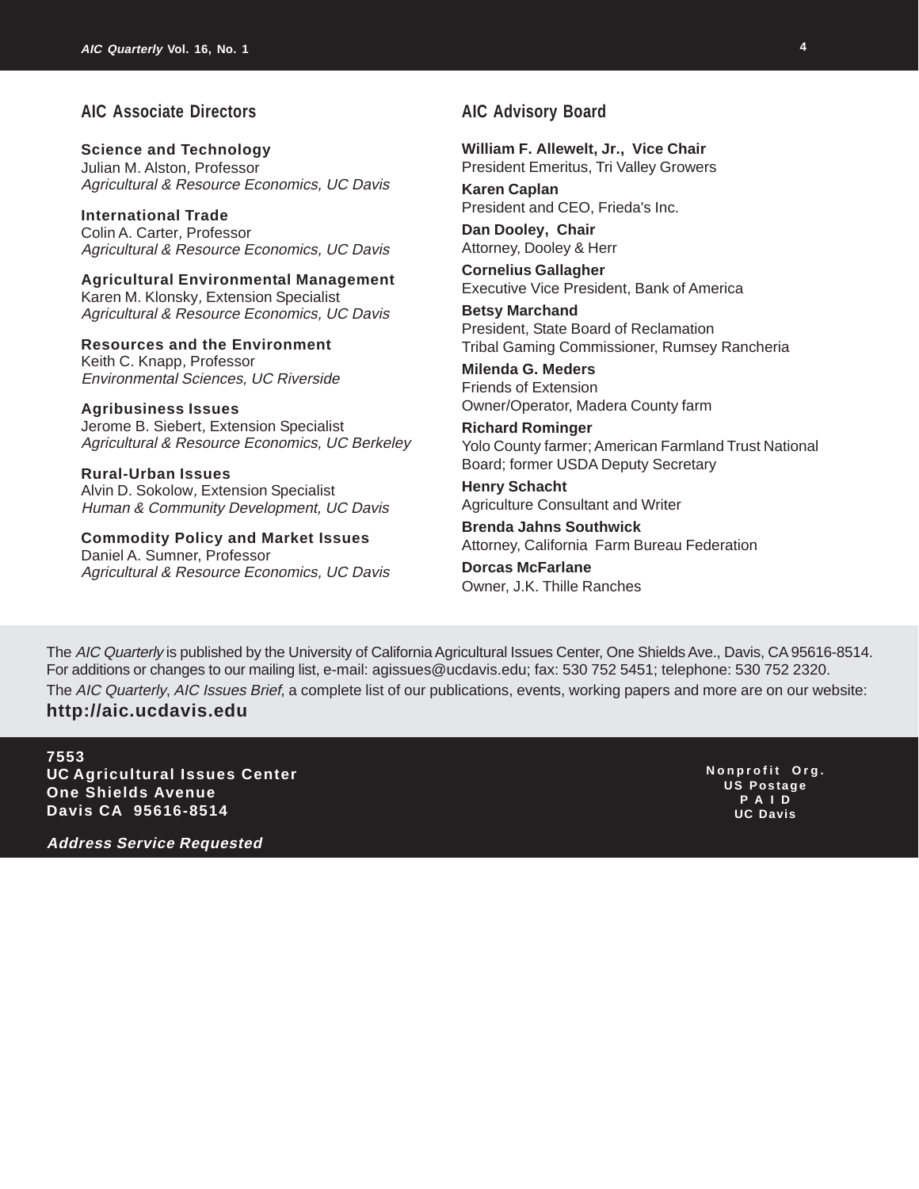## AIC Associate Directors

**Science and Technology**
Julian M. Alston, Professor
*Agricultural & Resource Economics, UC Davis*

**International Trade**
Colin A. Carter, Professor
*Agricultural & Resource Economics, UC Davis*

**Agricultural Environmental Management**
Karen M. Klonsky, Extension Specialist
*Agricultural & Resource Economics, UC Davis*

**Resources and the Environment**
Keith C. Knapp, Professor
*Environmental Sciences, UC Riverside*

**Agribusiness Issues**
Jerome B. Siebert, Extension Specialist
*Agricultural & Resource Economics, UC Berkeley*

**Rural-Urban Issues**
Alvin D. Sokolow, Extension Specialist
*Human & Community Development, UC Davis*

**Commodity Policy and Market Issues**
Daniel A. Sumner, Professor
*Agricultural & Resource Economics, UC Davis*

## AIC Advisory Board

**William F. Allewelt, Jr., Vice Chair**
President Emeritus, Tri Valley Growers

**Karen Caplan**
President and CEO, Frieda's Inc.

**Dan Dooley, Chair**
Attorney, Dooley & Herr

**Cornelius Gallagher**
Executive Vice President, Bank of America

**Betsy Marchand**
President, State Board of Reclamation
Tribal Gaming Commissioner, Rumsey Rancheria

**Milenda G. Meders**
Friends of Extension
Owner/Operator, Madera County farm

**Richard Rominger**
Yolo County farmer; American Farmland Trust National Board; former USDA Deputy Secretary

**Henry Schacht**
Agriculture Consultant and Writer

**Brenda Jahns Southwick**
Attorney, California Farm Bureau Federation

**Dorcas McFarlane**
Owner, J.K. Thille Ranches

The *AIC Quarterly* is published by the University of California Agricultural Issues Center, One Shields Ave., Davis, CA 95616-8514. For additions or changes to our mailing list, e-mail: agissues@ucdavis.edu; fax: 530 752 5451; telephone: 530 752 2320.

The *AIC Quarterly*, *AIC Issues Brief*, a complete list of our publications, events, working papers and more are on our website: **http://aic.ucdavis.edu**

**7553**
**UC Agricultural Issues Center**
**One Shields Avenue**
**Davis CA 95616-8514**

***Address Service Requested***

**Nonprofit Org.**
**US Postage**
**PAID**
**UC Davis**